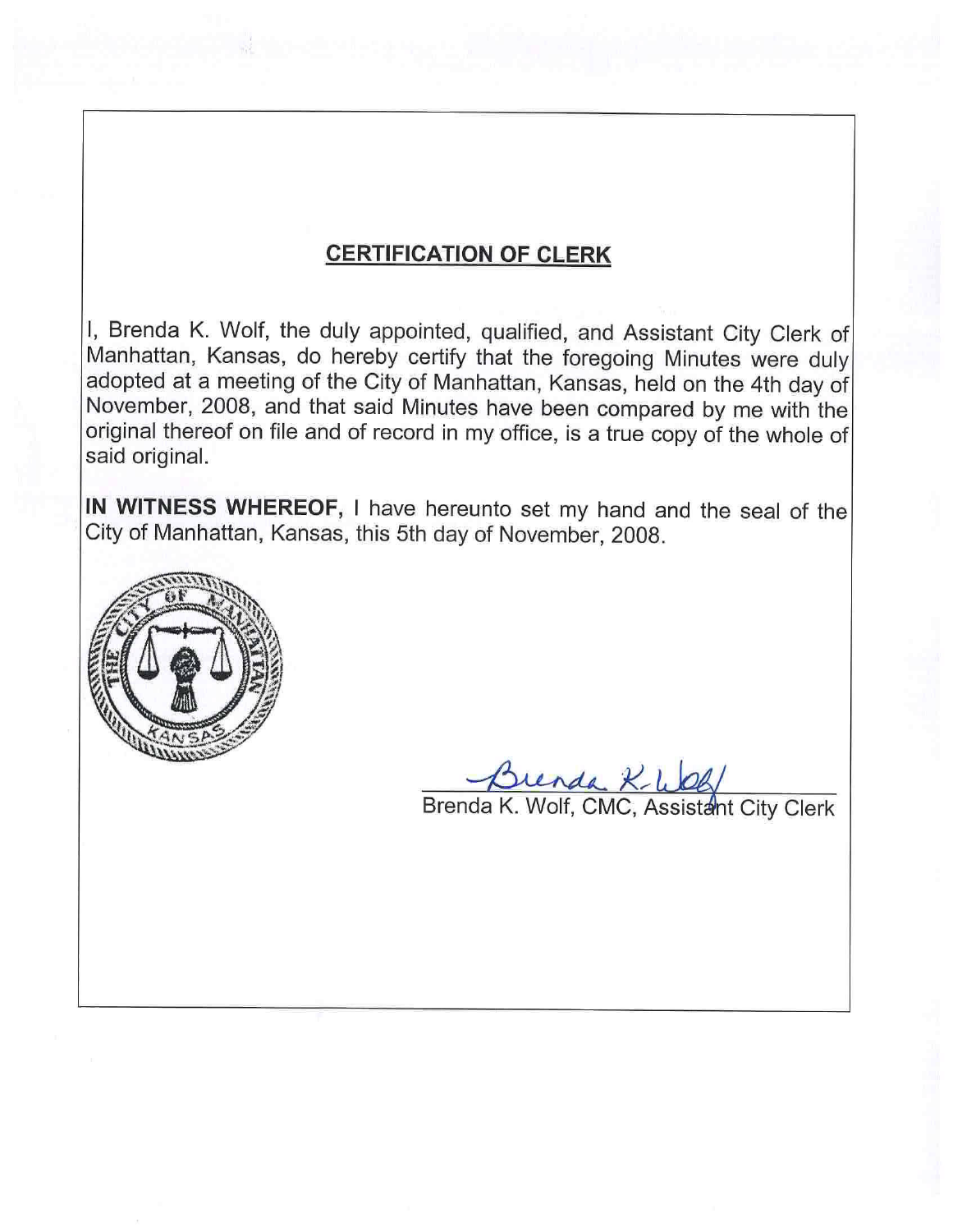## CERTIFICATION OF CLERK

I, Brenda K. Wolf, the duly appointed, qualified, and Assistant City Clerk of Manhattan, Kansas, do hereby certify that the foregoing Minutes were duly adopted at a meeting of the City of Manhattan, Kansas, held on the 4th day of November, 2008, and that said Minutes have been compared by me with the original thereof on file and of record in my office, is a true copy of the whole of said original.

**IN WITNESS WHEREOF,** I have hereunto set my hand and the seal of the City of Manhattan, Kansas, this 5th day of November, 2008.

Brenda K. Wolf

Brenda K. Wolf, CMC, Assistant City Clerk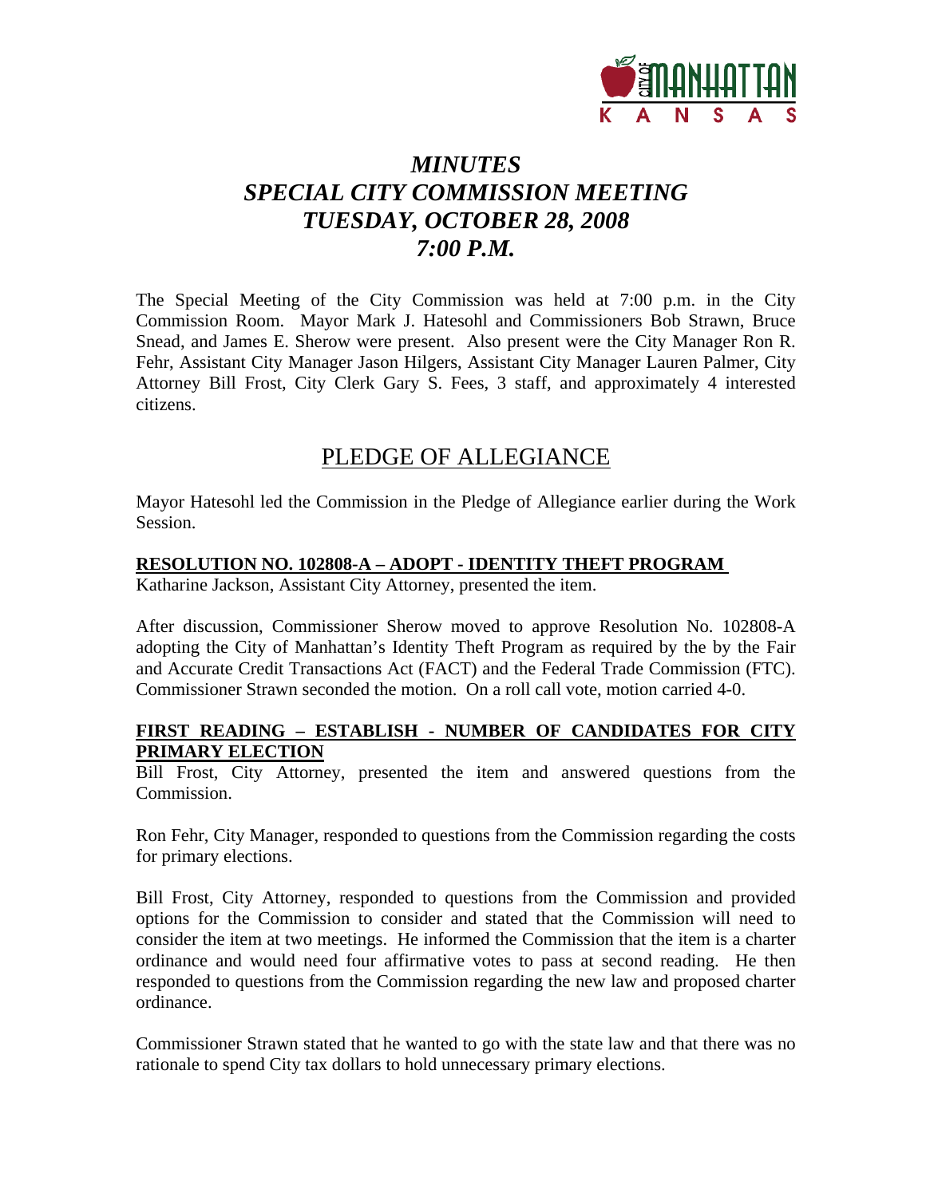# *MINUTES*
# *SPECIAL CITY COMMISSION MEETING*
# *TUESDAY, OCTOBER 28, 2008*
# *7:00 P.M.*

The Special Meeting of the City Commission was held at 7:00 p.m. in the City Commission Room. Mayor Mark J. Hatesohl and Commissioners Bob Strawn, Bruce Snead, and James E. Sherow were present. Also present were the City Manager Ron R. Fehr, Assistant City Manager Jason Hilgers, Assistant City Manager Lauren Palmer, City Attorney Bill Frost, City Clerk Gary S. Fees, 3 staff, and approximately 4 interested citizens.

## PLEDGE OF ALLEGIANCE

Mayor Hatesohl led the Commission in the Pledge of Allegiance earlier during the Work Session.

**RESOLUTION NO. 102808-A – ADOPT - IDENTITY THEFT PROGRAM**

Katharine Jackson, Assistant City Attorney, presented the item.

After discussion, Commissioner Sherow moved to approve Resolution No. 102808-A adopting the City of Manhattan's Identity Theft Program as required by the by the Fair and Accurate Credit Transactions Act (FACT) and the Federal Trade Commission (FTC). Commissioner Strawn seconded the motion. On a roll call vote, motion carried 4-0.

**FIRST READING – ESTABLISH - NUMBER OF CANDIDATES FOR CITY PRIMARY ELECTION**

Bill Frost, City Attorney, presented the item and answered questions from the Commission.

Ron Fehr, City Manager, responded to questions from the Commission regarding the costs for primary elections.

Bill Frost, City Attorney, responded to questions from the Commission and provided options for the Commission to consider and stated that the Commission will need to consider the item at two meetings. He informed the Commission that the item is a charter ordinance and would need four affirmative votes to pass at second reading. He then responded to questions from the Commission regarding the new law and proposed charter ordinance.

Commissioner Strawn stated that he wanted to go with the state law and that there was no rationale to spend City tax dollars to hold unnecessary primary elections.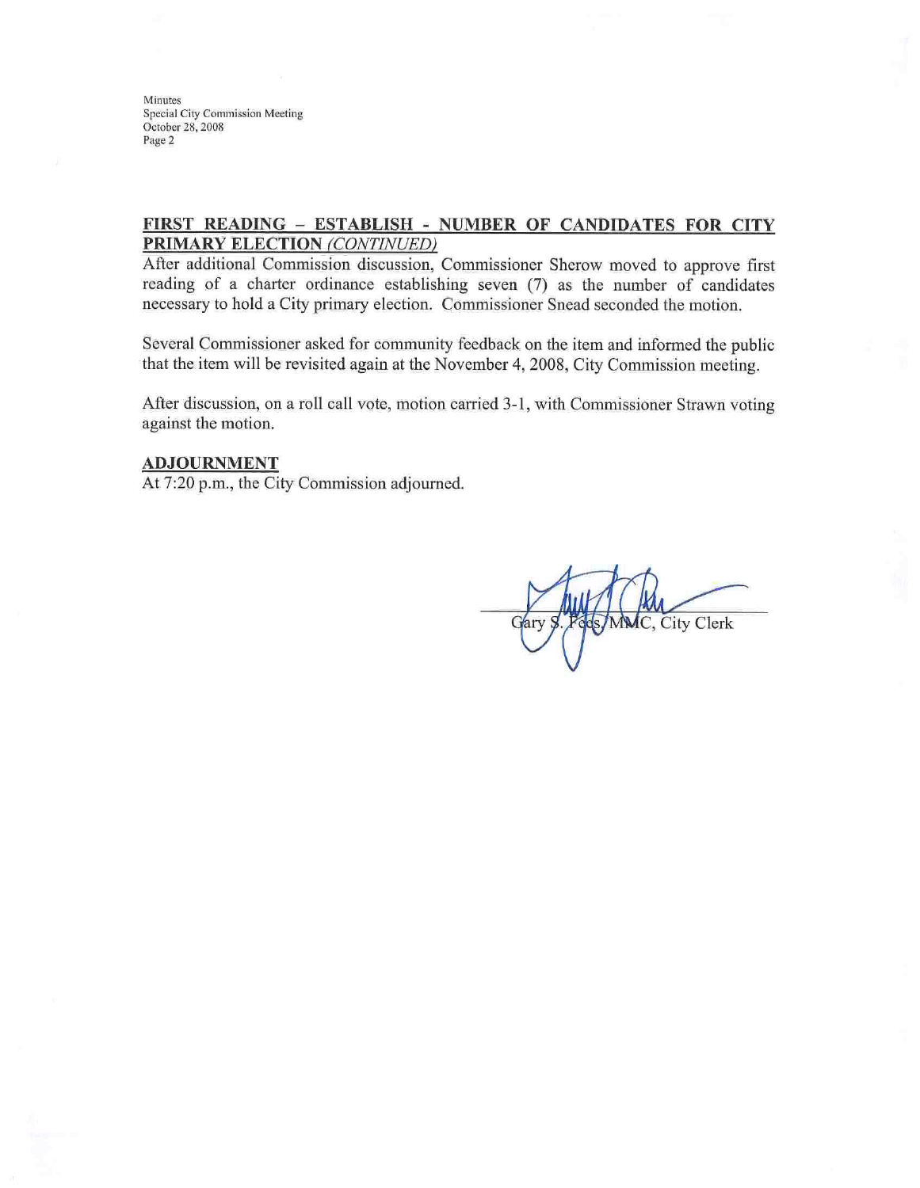**FIRST READING – ESTABLISH - NUMBER OF CANDIDATES FOR CITY PRIMARY ELECTION** *(CONTINUED)*

After additional Commission discussion, Commissioner Sherow moved to approve first reading of a charter ordinance establishing seven (7) as the number of candidates necessary to hold a City primary election. Commissioner Snead seconded the motion.

Several Commissioner asked for community feedback on the item and informed the public that the item will be revisited again at the November 4, 2008, City Commission meeting.

After discussion, on a roll call vote, motion carried 3-1, with Commissioner Strawn voting against the motion.

**ADJOURNMENT**

At 7:20 p.m., the City Commission adjourned.

Gary S. Fees, MMC, City Clerk